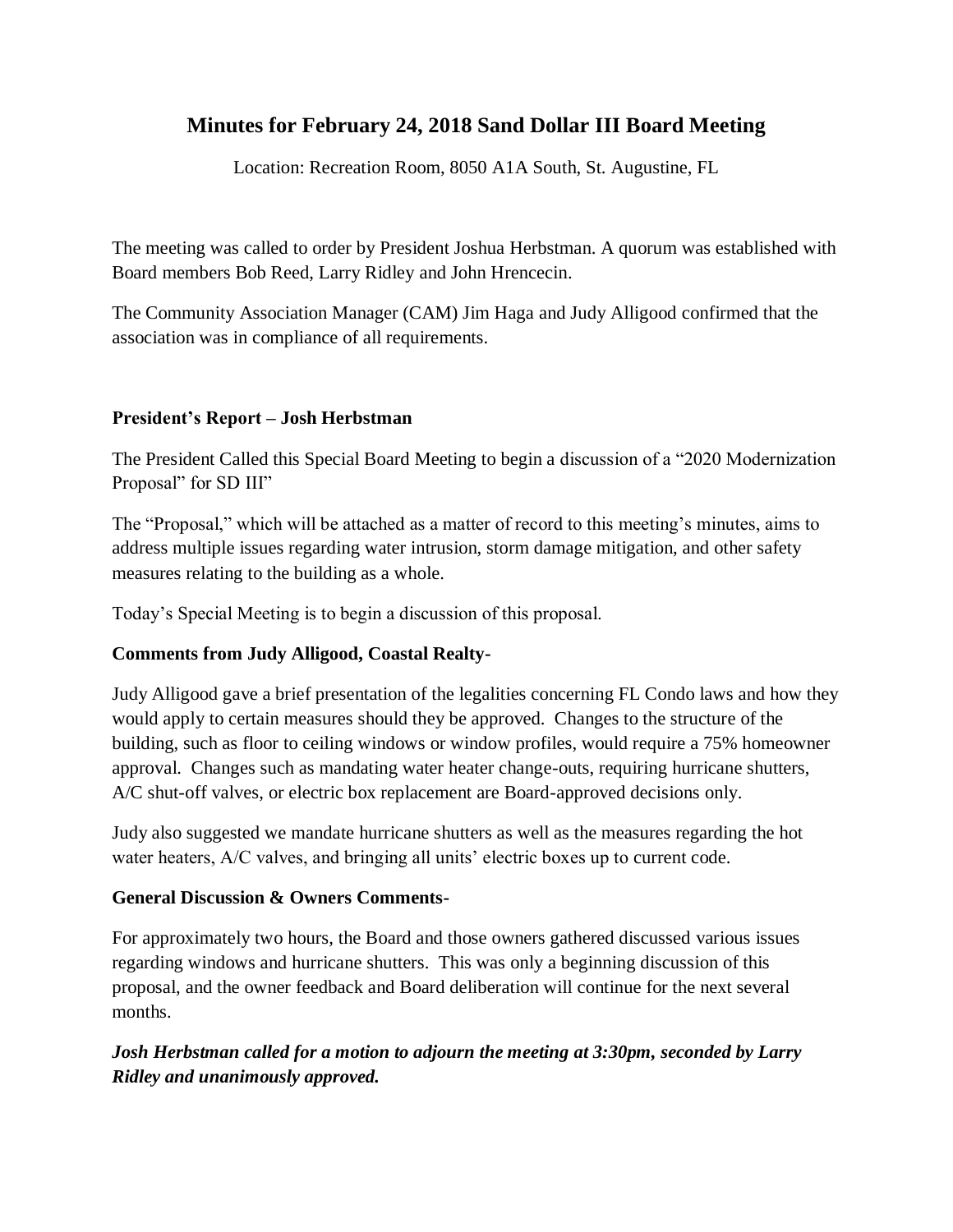# Minutes for February 24, 2018 Sand Dollar III Board Meeting

Location: Recreation Room, 8050 A1A South, St. Augustine, FL

The meeting was called to order by President Joshua Herbstman. A quorum was established with Board members Bob Reed, Larry Ridley and John Hrencecin.

The Community Association Manager (CAM) Jim Haga and Judy Alligood confirmed that the association was in compliance of all requirements.

**President's Report – Josh Herbstman**

The President Called this Special Board Meeting to begin a discussion of a "2020 Modernization Proposal" for SD III"

The "Proposal," which will be attached as a matter of record to this meeting's minutes, aims to address multiple issues regarding water intrusion, storm damage mitigation, and other safety measures relating to the building as a whole.

Today's Special Meeting is to begin a discussion of this proposal.

**Comments from Judy Alligood, Coastal Realty-**

Judy Alligood gave a brief presentation of the legalities concerning FL Condo laws and how they would apply to certain measures should they be approved. Changes to the structure of the building, such as floor to ceiling windows or window profiles, would require a 75% homeowner approval. Changes such as mandating water heater change-outs, requiring hurricane shutters, A/C shut-off valves, or electric box replacement are Board-approved decisions only.

Judy also suggested we mandate hurricane shutters as well as the measures regarding the hot water heaters, A/C valves, and bringing all units' electric boxes up to current code.

**General Discussion & Owners Comments-**

For approximately two hours, the Board and those owners gathered discussed various issues regarding windows and hurricane shutters. This was only a beginning discussion of this proposal, and the owner feedback and Board deliberation will continue for the next several months.

***Josh Herbstman called for a motion to adjourn the meeting at 3:30pm, seconded by Larry Ridley and unanimously approved.***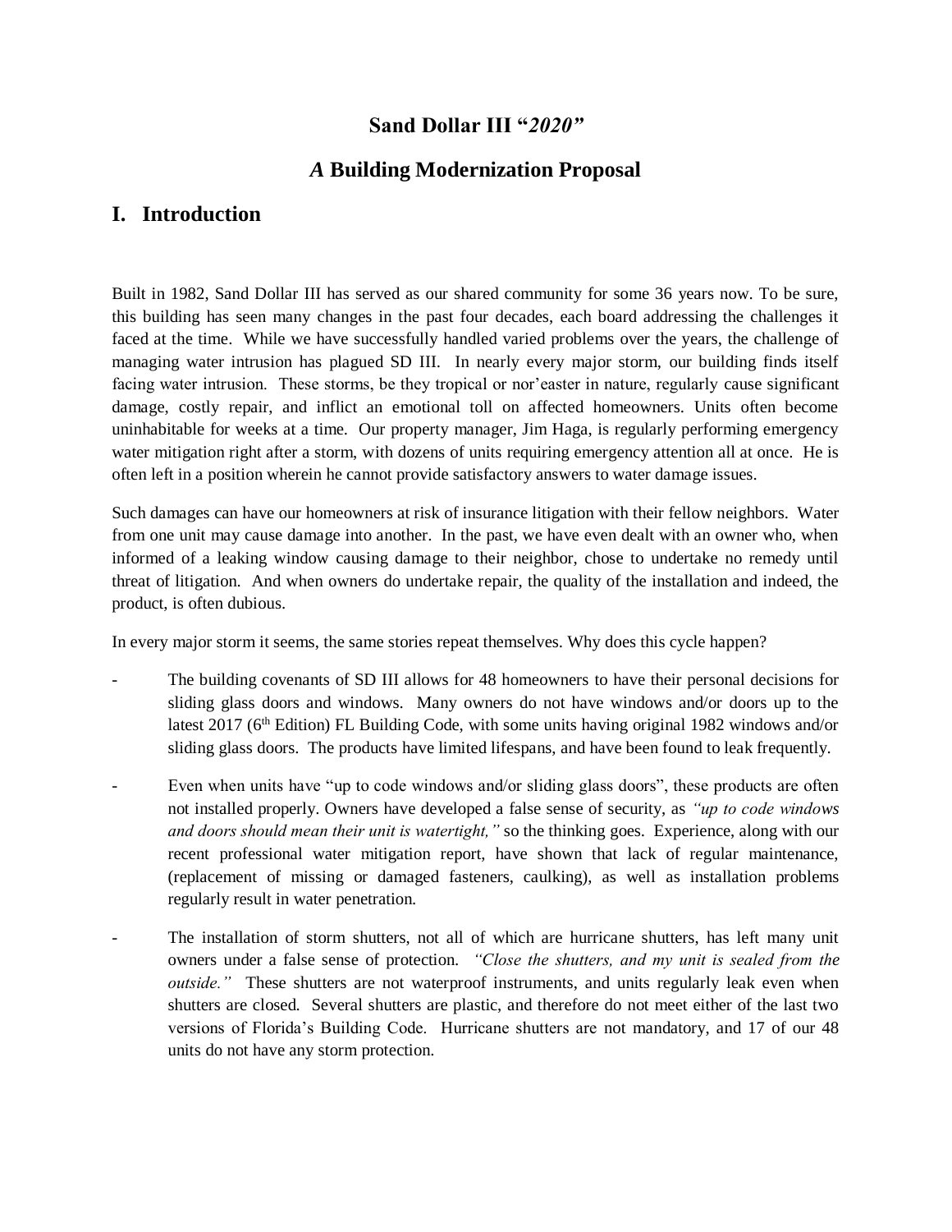## Sand Dollar III "*2020*"

## *A* Building Modernization Proposal

# I. Introduction

Built in 1982, Sand Dollar III has served as our shared community for some 36 years now. To be sure, this building has seen many changes in the past four decades, each board addressing the challenges it faced at the time. While we have successfully handled varied problems over the years, the challenge of managing water intrusion has plagued SD III. In nearly every major storm, our building finds itself facing water intrusion. These storms, be they tropical or nor'easter in nature, regularly cause significant damage, costly repair, and inflict an emotional toll on affected homeowners. Units often become uninhabitable for weeks at a time. Our property manager, Jim Haga, is regularly performing emergency water mitigation right after a storm, with dozens of units requiring emergency attention all at once. He is often left in a position wherein he cannot provide satisfactory answers to water damage issues.

Such damages can have our homeowners at risk of insurance litigation with their fellow neighbors. Water from one unit may cause damage into another. In the past, we have even dealt with an owner who, when informed of a leaking window causing damage to their neighbor, chose to undertake no remedy until threat of litigation. And when owners do undertake repair, the quality of the installation and indeed, the product, is often dubious.

In every major storm it seems, the same stories repeat themselves. Why does this cycle happen?

- The building covenants of SD III allows for 48 homeowners to have their personal decisions for sliding glass doors and windows. Many owners do not have windows and/or doors up to the latest 2017 (6th Edition) FL Building Code, with some units having original 1982 windows and/or sliding glass doors. The products have limited lifespans, and have been found to leak frequently.
- Even when units have "up to code windows and/or sliding glass doors", these products are often not installed properly. Owners have developed a false sense of security, as *"up to code windows and doors should mean their unit is watertight,"* so the thinking goes. Experience, along with our recent professional water mitigation report, have shown that lack of regular maintenance, (replacement of missing or damaged fasteners, caulking), as well as installation problems regularly result in water penetration.
- The installation of storm shutters, not all of which are hurricane shutters, has left many unit owners under a false sense of protection. *"Close the shutters, and my unit is sealed from the outside."* These shutters are not waterproof instruments, and units regularly leak even when shutters are closed. Several shutters are plastic, and therefore do not meet either of the last two versions of Florida's Building Code. Hurricane shutters are not mandatory, and 17 of our 48 units do not have any storm protection.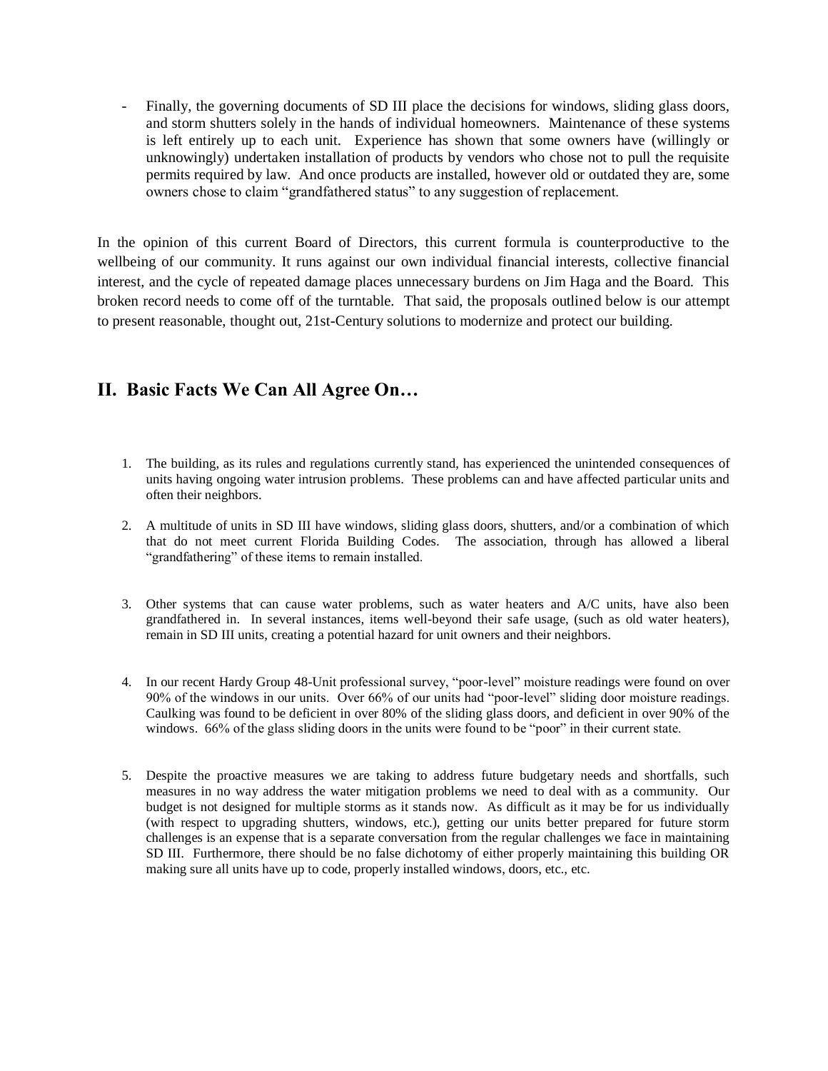- Finally, the governing documents of SD III place the decisions for windows, sliding glass doors, and storm shutters solely in the hands of individual homeowners. Maintenance of these systems is left entirely up to each unit. Experience has shown that some owners have (willingly or unknowingly) undertaken installation of products by vendors who chose not to pull the requisite permits required by law. And once products are installed, however old or outdated they are, some owners chose to claim "grandfathered status" to any suggestion of replacement.

In the opinion of this current Board of Directors, this current formula is counterproductive to the wellbeing of our community. It runs against our own individual financial interests, collective financial interest, and the cycle of repeated damage places unnecessary burdens on Jim Haga and the Board. This broken record needs to come off of the turntable. That said, the proposals outlined below is our attempt to present reasonable, thought out, 21st-Century solutions to modernize and protect our building.

## II. Basic Facts We Can All Agree On…

1. The building, as its rules and regulations currently stand, has experienced the unintended consequences of units having ongoing water intrusion problems. These problems can and have affected particular units and often their neighbors.

2. A multitude of units in SD III have windows, sliding glass doors, shutters, and/or a combination of which that do not meet current Florida Building Codes. The association, through has allowed a liberal "grandfathering" of these items to remain installed.

3. Other systems that can cause water problems, such as water heaters and A/C units, have also been grandfathered in. In several instances, items well-beyond their safe usage, (such as old water heaters), remain in SD III units, creating a potential hazard for unit owners and their neighbors.

4. In our recent Hardy Group 48-Unit professional survey, "poor-level" moisture readings were found on over 90% of the windows in our units. Over 66% of our units had "poor-level" sliding door moisture readings. Caulking was found to be deficient in over 80% of the sliding glass doors, and deficient in over 90% of the windows. 66% of the glass sliding doors in the units were found to be "poor" in their current state.

5. Despite the proactive measures we are taking to address future budgetary needs and shortfalls, such measures in no way address the water mitigation problems we need to deal with as a community. Our budget is not designed for multiple storms as it stands now. As difficult as it may be for us individually (with respect to upgrading shutters, windows, etc.), getting our units better prepared for future storm challenges is an expense that is a separate conversation from the regular challenges we face in maintaining SD III. Furthermore, there should be no false dichotomy of either properly maintaining this building OR making sure all units have up to code, properly installed windows, doors, etc., etc.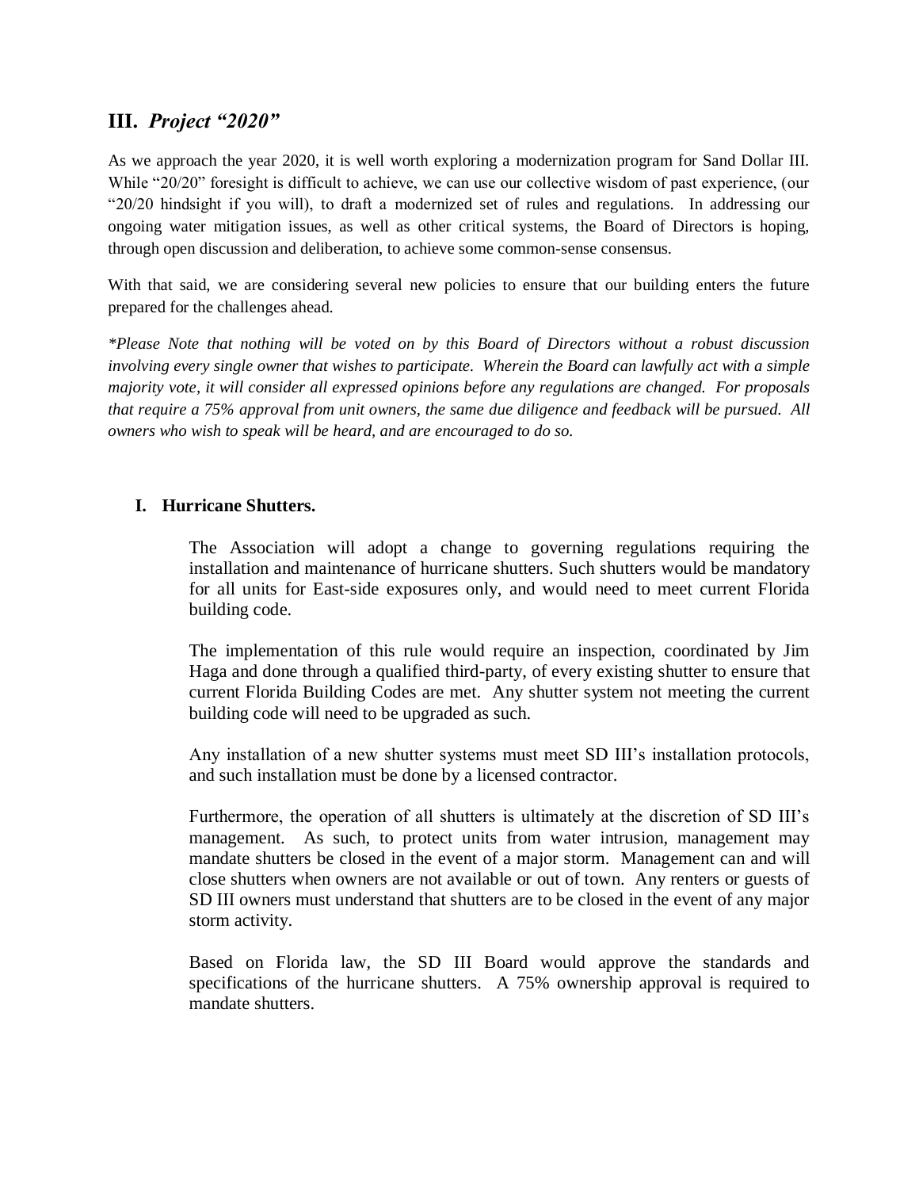## III. *Project "2020"*

As we approach the year 2020, it is well worth exploring a modernization program for Sand Dollar III. While "20/20" foresight is difficult to achieve, we can use our collective wisdom of past experience, (our "20/20 hindsight if you will), to draft a modernized set of rules and regulations. In addressing our ongoing water mitigation issues, as well as other critical systems, the Board of Directors is hoping, through open discussion and deliberation, to achieve some common-sense consensus.

With that said, we are considering several new policies to ensure that our building enters the future prepared for the challenges ahead.

*\*Please Note that nothing will be voted on by this Board of Directors without a robust discussion involving every single owner that wishes to participate. Wherein the Board can lawfully act with a simple majority vote, it will consider all expressed opinions before any regulations are changed. For proposals that require a 75% approval from unit owners, the same due diligence and feedback will be pursued. All owners who wish to speak will be heard, and are encouraged to do so.*

### I. Hurricane Shutters.

The Association will adopt a change to governing regulations requiring the installation and maintenance of hurricane shutters. Such shutters would be mandatory for all units for East-side exposures only, and would need to meet current Florida building code.

The implementation of this rule would require an inspection, coordinated by Jim Haga and done through a qualified third-party, of every existing shutter to ensure that current Florida Building Codes are met. Any shutter system not meeting the current building code will need to be upgraded as such.

Any installation of a new shutter systems must meet SD III's installation protocols, and such installation must be done by a licensed contractor.

Furthermore, the operation of all shutters is ultimately at the discretion of SD III's management. As such, to protect units from water intrusion, management may mandate shutters be closed in the event of a major storm. Management can and will close shutters when owners are not available or out of town. Any renters or guests of SD III owners must understand that shutters are to be closed in the event of any major storm activity.

Based on Florida law, the SD III Board would approve the standards and specifications of the hurricane shutters. A 75% ownership approval is required to mandate shutters.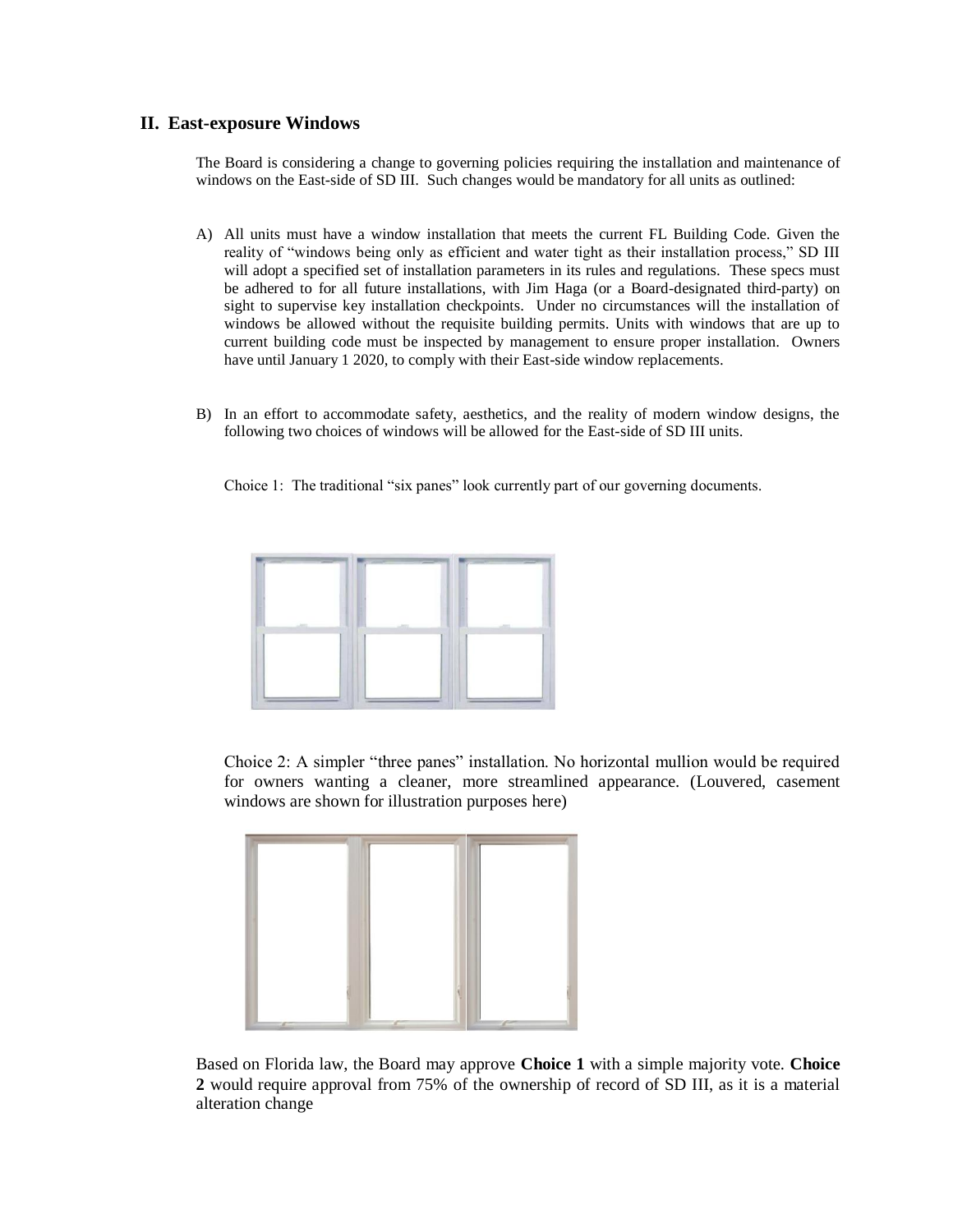## II. East-exposure Windows

The Board is considering a change to governing policies requiring the installation and maintenance of windows on the East-side of SD III. Such changes would be mandatory for all units as outlined:

A) All units must have a window installation that meets the current FL Building Code. Given the reality of "windows being only as efficient and water tight as their installation process," SD III will adopt a specified set of installation parameters in its rules and regulations. These specs must be adhered to for all future installations, with Jim Haga (or a Board-designated third-party) on sight to supervise key installation checkpoints. Under no circumstances will the installation of windows be allowed without the requisite building permits. Units with windows that are up to current building code must be inspected by management to ensure proper installation. Owners have until January 1 2020, to comply with their East-side window replacements.

B) In an effort to accommodate safety, aesthetics, and the reality of modern window designs, the following two choices of windows will be allowed for the East-side of SD III units.

   Choice 1: The traditional "six panes" look currently part of our governing documents.

   Choice 2: A simpler "three panes" installation. No horizontal mullion would be required for owners wanting a cleaner, more streamlined appearance. (Louvered, casement windows are shown for illustration purposes here)

Based on Florida law, the Board may approve **Choice 1** with a simple majority vote. **Choice 2** would require approval from 75% of the ownership of record of SD III, as it is a material alteration change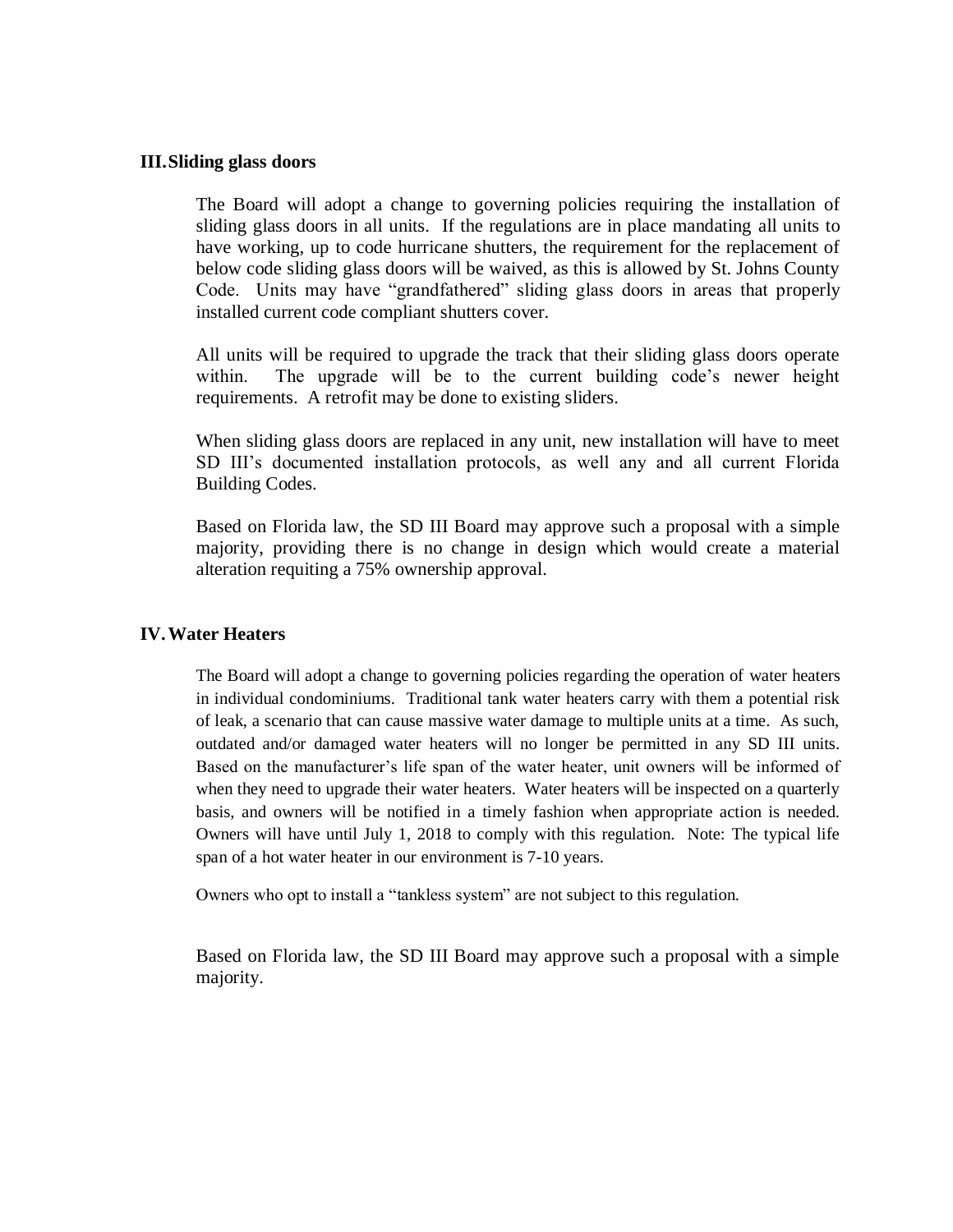## III. Sliding glass doors

The Board will adopt a change to governing policies requiring the installation of sliding glass doors in all units. If the regulations are in place mandating all units to have working, up to code hurricane shutters, the requirement for the replacement of below code sliding glass doors will be waived, as this is allowed by St. Johns County Code. Units may have "grandfathered" sliding glass doors in areas that properly installed current code compliant shutters cover.

All units will be required to upgrade the track that their sliding glass doors operate within. The upgrade will be to the current building code's newer height requirements. A retrofit may be done to existing sliders.

When sliding glass doors are replaced in any unit, new installation will have to meet SD III's documented installation protocols, as well any and all current Florida Building Codes.

Based on Florida law, the SD III Board may approve such a proposal with a simple majority, providing there is no change in design which would create a material alteration requiting a 75% ownership approval.

## IV. Water Heaters

The Board will adopt a change to governing policies regarding the operation of water heaters in individual condominiums. Traditional tank water heaters carry with them a potential risk of leak, a scenario that can cause massive water damage to multiple units at a time. As such, outdated and/or damaged water heaters will no longer be permitted in any SD III units. Based on the manufacturer's life span of the water heater, unit owners will be informed of when they need to upgrade their water heaters. Water heaters will be inspected on a quarterly basis, and owners will be notified in a timely fashion when appropriate action is needed. Owners will have until July 1, 2018 to comply with this regulation. Note: The typical life span of a hot water heater in our environment is 7-10 years.

Owners who opt to install a "tankless system" are not subject to this regulation.

Based on Florida law, the SD III Board may approve such a proposal with a simple majority.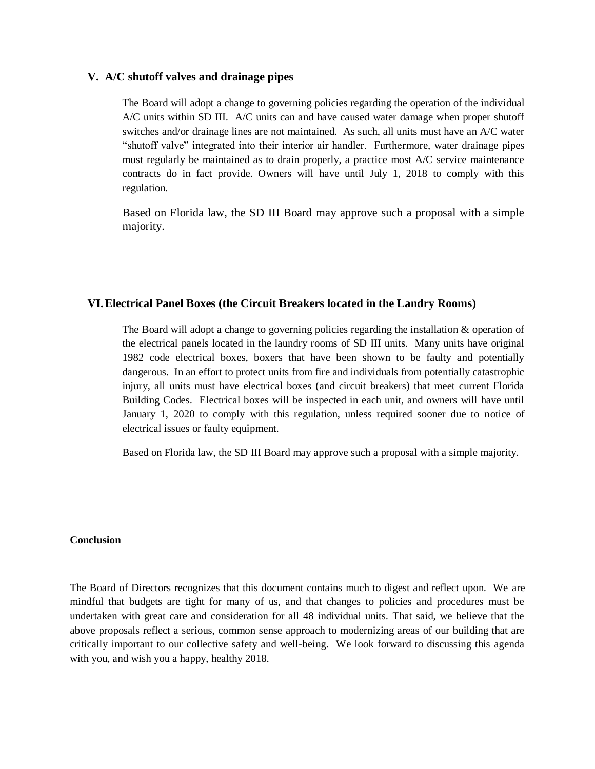## V. A/C shutoff valves and drainage pipes

The Board will adopt a change to governing policies regarding the operation of the individual A/C units within SD III. A/C units can and have caused water damage when proper shutoff switches and/or drainage lines are not maintained. As such, all units must have an A/C water "shutoff valve" integrated into their interior air handler. Furthermore, water drainage pipes must regularly be maintained as to drain properly, a practice most A/C service maintenance contracts do in fact provide. Owners will have until July 1, 2018 to comply with this regulation.

Based on Florida law, the SD III Board may approve such a proposal with a simple majority.

## VI. Electrical Panel Boxes (the Circuit Breakers located in the Landry Rooms)

The Board will adopt a change to governing policies regarding the installation & operation of the electrical panels located in the laundry rooms of SD III units. Many units have original 1982 code electrical boxes, boxers that have been shown to be faulty and potentially dangerous. In an effort to protect units from fire and individuals from potentially catastrophic injury, all units must have electrical boxes (and circuit breakers) that meet current Florida Building Codes. Electrical boxes will be inspected in each unit, and owners will have until January 1, 2020 to comply with this regulation, unless required sooner due to notice of electrical issues or faulty equipment.

Based on Florida law, the SD III Board may approve such a proposal with a simple majority.

**Conclusion**

The Board of Directors recognizes that this document contains much to digest and reflect upon. We are mindful that budgets are tight for many of us, and that changes to policies and procedures must be undertaken with great care and consideration for all 48 individual units. That said, we believe that the above proposals reflect a serious, common sense approach to modernizing areas of our building that are critically important to our collective safety and well-being. We look forward to discussing this agenda with you, and wish you a happy, healthy 2018.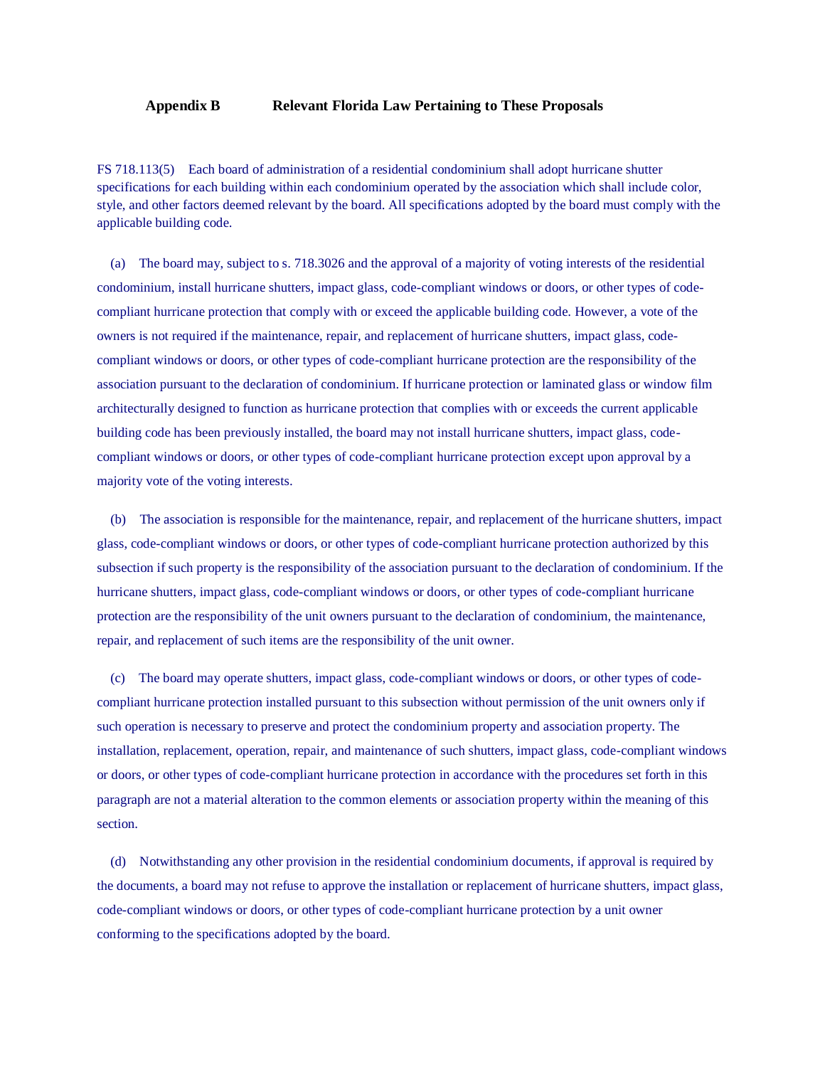## Appendix B Relevant Florida Law Pertaining to These Proposals

FS 718.113(5) Each board of administration of a residential condominium shall adopt hurricane shutter specifications for each building within each condominium operated by the association which shall include color, style, and other factors deemed relevant by the board. All specifications adopted by the board must comply with the applicable building code.

(a) The board may, subject to s. 718.3026 and the approval of a majority of voting interests of the residential condominium, install hurricane shutters, impact glass, code-compliant windows or doors, or other types of code-compliant hurricane protection that comply with or exceed the applicable building code. However, a vote of the owners is not required if the maintenance, repair, and replacement of hurricane shutters, impact glass, code-compliant windows or doors, or other types of code-compliant hurricane protection are the responsibility of the association pursuant to the declaration of condominium. If hurricane protection or laminated glass or window film architecturally designed to function as hurricane protection that complies with or exceeds the current applicable building code has been previously installed, the board may not install hurricane shutters, impact glass, code-compliant windows or doors, or other types of code-compliant hurricane protection except upon approval by a majority vote of the voting interests.

(b) The association is responsible for the maintenance, repair, and replacement of the hurricane shutters, impact glass, code-compliant windows or doors, or other types of code-compliant hurricane protection authorized by this subsection if such property is the responsibility of the association pursuant to the declaration of condominium. If the hurricane shutters, impact glass, code-compliant windows or doors, or other types of code-compliant hurricane protection are the responsibility of the unit owners pursuant to the declaration of condominium, the maintenance, repair, and replacement of such items are the responsibility of the unit owner.

(c) The board may operate shutters, impact glass, code-compliant windows or doors, or other types of code-compliant hurricane protection installed pursuant to this subsection without permission of the unit owners only if such operation is necessary to preserve and protect the condominium property and association property. The installation, replacement, operation, repair, and maintenance of such shutters, impact glass, code-compliant windows or doors, or other types of code-compliant hurricane protection in accordance with the procedures set forth in this paragraph are not a material alteration to the common elements or association property within the meaning of this section.

(d) Notwithstanding any other provision in the residential condominium documents, if approval is required by the documents, a board may not refuse to approve the installation or replacement of hurricane shutters, impact glass, code-compliant windows or doors, or other types of code-compliant hurricane protection by a unit owner conforming to the specifications adopted by the board.